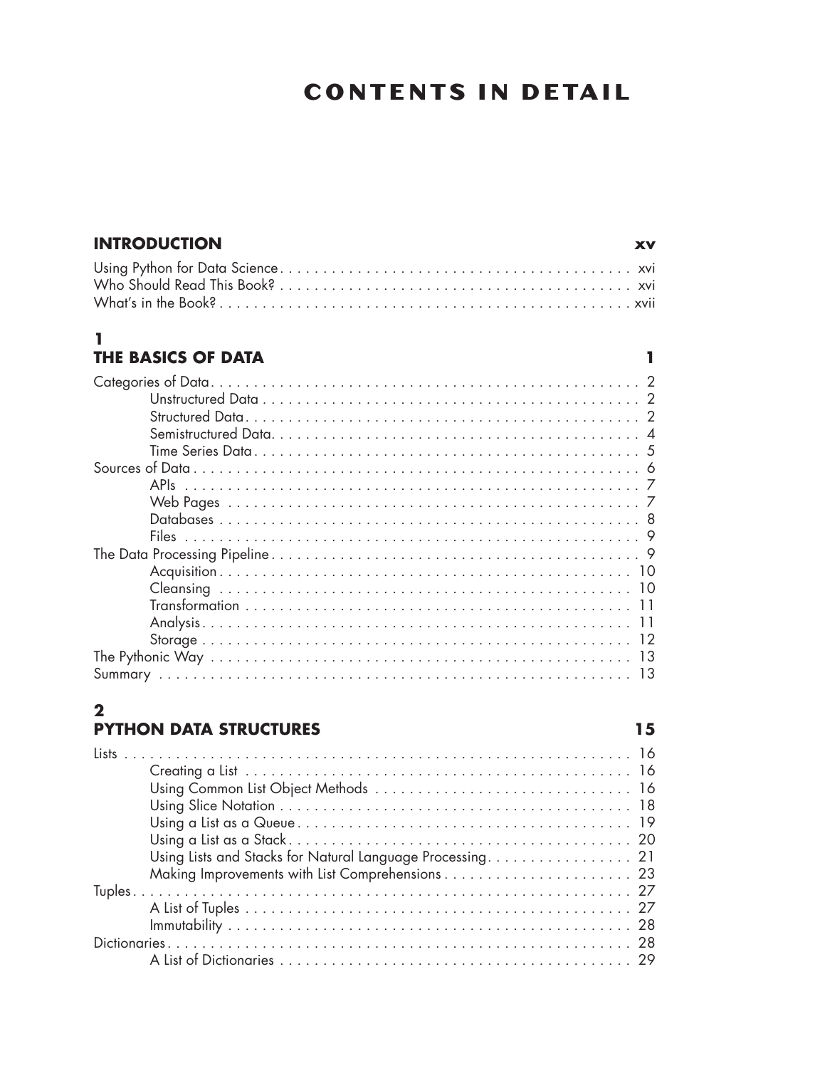# CONTENTS IN DETAIL

## INTRODUCTION — xv

Using Python for Data Science . . . xvi
Who Should Read This Book? . . . xvi
What's in the Book? . . . xvii

## 1 THE BASICS OF DATA — 1

Categories of Data . . . 2
- Unstructured Data . . . 2
- Structured Data . . . 2
- Semistructured Data . . . 4
- Time Series Data . . . 5

Sources of Data . . . 6
- APIs . . . 7
- Web Pages . . . 7
- Databases . . . 8
- Files . . . 9

The Data Processing Pipeline . . . 9
- Acquisition . . . 10
- Cleansing . . . 10
- Transformation . . . 11
- Analysis . . . 11
- Storage . . . 12

The Pythonic Way . . . 13
Summary . . . 13

## 2 PYTHON DATA STRUCTURES — 15

Lists . . . 16
- Creating a List . . . 16
- Using Common List Object Methods . . . 16
- Using Slice Notation . . . 18
- Using a List as a Queue . . . 19
- Using a List as a Stack . . . 20
- Using Lists and Stacks for Natural Language Processing . . . 21
- Making Improvements with List Comprehensions . . . 23

Tuples . . . 27
- A List of Tuples . . . 27
- Immutability . . . 28

Dictionaries . . . 28
- A List of Dictionaries . . . 29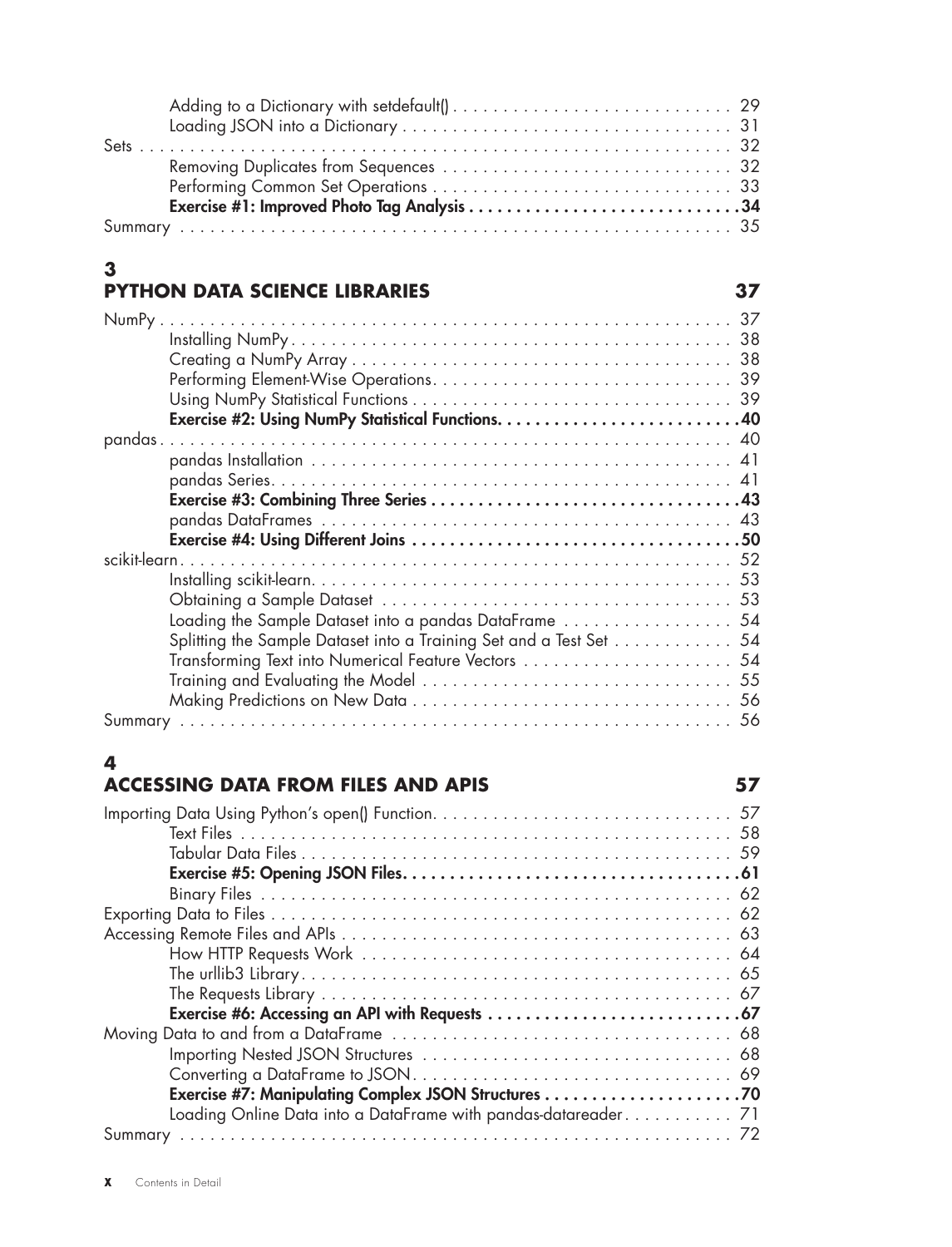Adding to a Dictionary with setdefault() . . . . . . . . . . . . . . . . . . . . . . . . . . . . 29
Loading JSON into a Dictionary . . . . . . . . . . . . . . . . . . . . . . . . . . . . . . . . . 31
Sets . . . . . . . . . . . . . . . . . . . . . . . . . . . . . . . . . . . . . . . . . . . . . . . . . . . . 32
Removing Duplicates from Sequences . . . . . . . . . . . . . . . . . . . . . . . . . . . . 32
Performing Common Set Operations . . . . . . . . . . . . . . . . . . . . . . . . . . . . . 33
**Exercise #1: Improved Photo Tag Analysis . . . . . . . . . . . . . . . . . . . . . . . . . . . . 34**
Summary . . . . . . . . . . . . . . . . . . . . . . . . . . . . . . . . . . . . . . . . . . . . . . . . . 35

## 3 PYTHON DATA SCIENCE LIBRARIES 37

NumPy . . . . . . . . . . . . . . . . . . . . . . . . . . . . . . . . . . . . . . . . . . . . . . . . . . 37
Installing NumPy . . . . . . . . . . . . . . . . . . . . . . . . . . . . . . . . . . . . . . . . . . . 38
Creating a NumPy Array . . . . . . . . . . . . . . . . . . . . . . . . . . . . . . . . . . . . . . 38
Performing Element-Wise Operations . . . . . . . . . . . . . . . . . . . . . . . . . . . . . . 39
Using NumPy Statistical Functions . . . . . . . . . . . . . . . . . . . . . . . . . . . . . . . . 39
**Exercise #2: Using NumPy Statistical Functions . . . . . . . . . . . . . . . . . . . . . . . . . 40**
pandas . . . . . . . . . . . . . . . . . . . . . . . . . . . . . . . . . . . . . . . . . . . . . . . . . . 40
pandas Installation . . . . . . . . . . . . . . . . . . . . . . . . . . . . . . . . . . . . . . . . . 41
pandas Series . . . . . . . . . . . . . . . . . . . . . . . . . . . . . . . . . . . . . . . . . . . . . 41
**Exercise #3: Combining Three Series . . . . . . . . . . . . . . . . . . . . . . . . . . . . . . . . 43**
pandas DataFrames . . . . . . . . . . . . . . . . . . . . . . . . . . . . . . . . . . . . . . . . . 43
**Exercise #4: Using Different Joins . . . . . . . . . . . . . . . . . . . . . . . . . . . . . . . . . . 50**
scikit-learn . . . . . . . . . . . . . . . . . . . . . . . . . . . . . . . . . . . . . . . . . . . . . . . . 52
Installing scikit-learn . . . . . . . . . . . . . . . . . . . . . . . . . . . . . . . . . . . . . . . . . 53
Obtaining a Sample Dataset . . . . . . . . . . . . . . . . . . . . . . . . . . . . . . . . . . . 53
Loading the Sample Dataset into a pandas DataFrame . . . . . . . . . . . . . . . . . 54
Splitting the Sample Dataset into a Training Set and a Test Set . . . . . . . . . . . . 54
Transforming Text into Numerical Feature Vectors . . . . . . . . . . . . . . . . . . . . . 54
Training and Evaluating the Model . . . . . . . . . . . . . . . . . . . . . . . . . . . . . . . 55
Making Predictions on New Data . . . . . . . . . . . . . . . . . . . . . . . . . . . . . . . . 56
Summary . . . . . . . . . . . . . . . . . . . . . . . . . . . . . . . . . . . . . . . . . . . . . . . . . 56

## 4 ACCESSING DATA FROM FILES AND APIS 57

Importing Data Using Python's open() Function . . . . . . . . . . . . . . . . . . . . . . . . . 57
Text Files . . . . . . . . . . . . . . . . . . . . . . . . . . . . . . . . . . . . . . . . . . . . . . . . . 58
Tabular Data Files . . . . . . . . . . . . . . . . . . . . . . . . . . . . . . . . . . . . . . . . . . . 59
**Exercise #5: Opening JSON Files . . . . . . . . . . . . . . . . . . . . . . . . . . . . . . . . . . . 61**
Binary Files . . . . . . . . . . . . . . . . . . . . . . . . . . . . . . . . . . . . . . . . . . . . . . . 62
Exporting Data to Files . . . . . . . . . . . . . . . . . . . . . . . . . . . . . . . . . . . . . . . . . 62
Accessing Remote Files and APIs . . . . . . . . . . . . . . . . . . . . . . . . . . . . . . . . . . 63
How HTTP Requests Work . . . . . . . . . . . . . . . . . . . . . . . . . . . . . . . . . . . . . 64
The urllib3 Library . . . . . . . . . . . . . . . . . . . . . . . . . . . . . . . . . . . . . . . . . . 65
The Requests Library . . . . . . . . . . . . . . . . . . . . . . . . . . . . . . . . . . . . . . . . . 67
**Exercise #6: Accessing an API with Requests . . . . . . . . . . . . . . . . . . . . . . . . . . . 67**
Moving Data to and from a DataFrame . . . . . . . . . . . . . . . . . . . . . . . . . . . . . . 68
Importing Nested JSON Structures . . . . . . . . . . . . . . . . . . . . . . . . . . . . . . . 68
Converting a DataFrame to JSON . . . . . . . . . . . . . . . . . . . . . . . . . . . . . . . . 69
**Exercise #7: Manipulating Complex JSON Structures . . . . . . . . . . . . . . . . . . . . . 70**
Loading Online Data into a DataFrame with pandas-datareader . . . . . . . . . . . 71
Summary . . . . . . . . . . . . . . . . . . . . . . . . . . . . . . . . . . . . . . . . . . . . . . . . . 72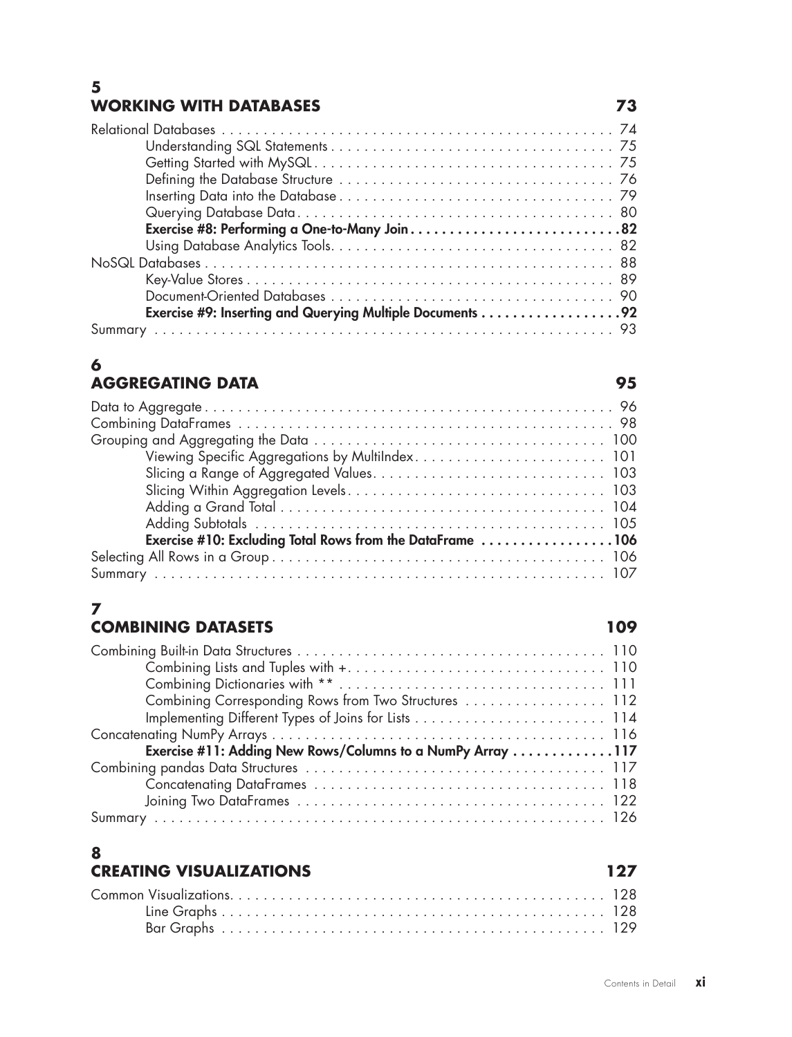## 5 WORKING WITH DATABASES 73

Relational Databases . . . . . . . . . . 74
- Understanding SQL Statements . . . . . . . . . . 75
- Getting Started with MySQL . . . . . . . . . . 75
- Defining the Database Structure . . . . . . . . . . 76
- Inserting Data into the Database . . . . . . . . . . 79
- Querying Database Data . . . . . . . . . . 80
- **Exercise #8: Performing a One-to-Many Join . . . . . . . . . . 82**
- Using Database Analytics Tools . . . . . . . . . . 82

NoSQL Databases . . . . . . . . . . 88
- Key-Value Stores . . . . . . . . . . 89
- Document-Oriented Databases . . . . . . . . . . 90
- **Exercise #9: Inserting and Querying Multiple Documents . . . . . . . . . . 92**

Summary . . . . . . . . . . 93

## 6 AGGREGATING DATA 95

Data to Aggregate . . . . . . . . . . 96

Combining DataFrames . . . . . . . . . . 98

Grouping and Aggregating the Data . . . . . . . . . . 100
- Viewing Specific Aggregations by MultiIndex . . . . . . . . . . 101
- Slicing a Range of Aggregated Values . . . . . . . . . . 103
- Slicing Within Aggregation Levels . . . . . . . . . . 103
- Adding a Grand Total . . . . . . . . . . 104
- Adding Subtotals . . . . . . . . . . 105
- **Exercise #10: Excluding Total Rows from the DataFrame . . . . . . . . . . 106**

Selecting All Rows in a Group . . . . . . . . . . 106

Summary . . . . . . . . . . 107

## 7 COMBINING DATASETS 109

Combining Built-in Data Structures . . . . . . . . . . 110
- Combining Lists and Tuples with + . . . . . . . . . . 110
- Combining Dictionaries with ** . . . . . . . . . . 111
- Combining Corresponding Rows from Two Structures . . . . . . . . . . 112
- Implementing Different Types of Joins for Lists . . . . . . . . . . 114

Concatenating NumPy Arrays . . . . . . . . . . 116
- **Exercise #11: Adding New Rows/Columns to a NumPy Array . . . . . . . . . . 117**

Combining pandas Data Structures . . . . . . . . . . 117
- Concatenating DataFrames . . . . . . . . . . 118
- Joining Two DataFrames . . . . . . . . . . 122

Summary . . . . . . . . . . 126

## 8 CREATING VISUALIZATIONS 127

Common Visualizations . . . . . . . . . . 128
- Line Graphs . . . . . . . . . . 128
- Bar Graphs . . . . . . . . . . 129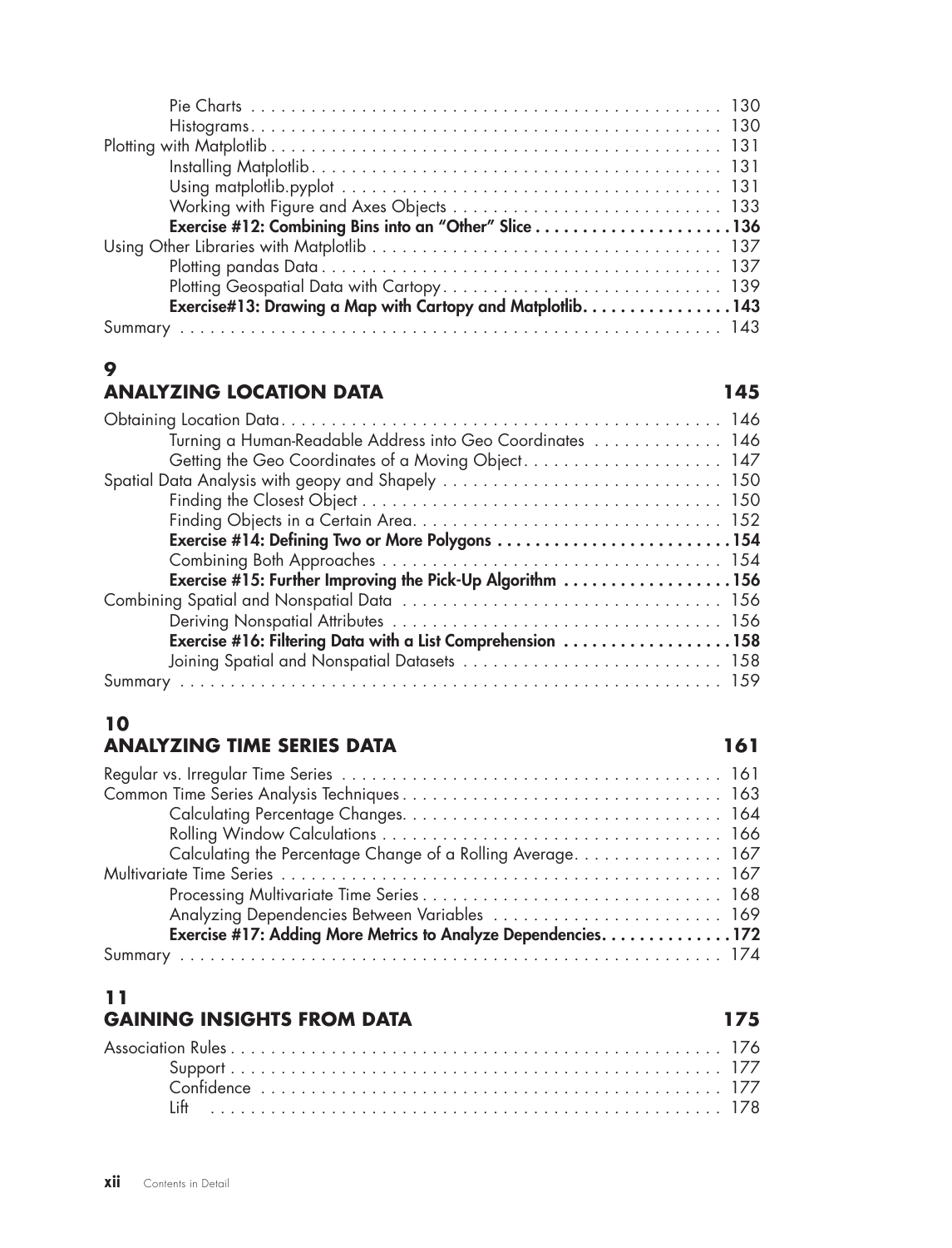Pie Charts . . . 130
Histograms . . . 130

Plotting with Matplotlib . . . 131

Installing Matplotlib . . . 131
Using matplotlib.pyplot . . . 131
Working with Figure and Axes Objects . . . 133
**Exercise #12: Combining Bins into an "Other" Slice . . . 136**

Using Other Libraries with Matplotlib . . . 137

Plotting pandas Data . . . 137
Plotting Geospatial Data with Cartopy . . . 139
**Exercise#13: Drawing a Map with Cartopy and Matplotlib . . . 143**

Summary . . . 143

## 9 ANALYZING LOCATION DATA 145

Obtaining Location Data . . . 146

Turning a Human-Readable Address into Geo Coordinates . . . 146
Getting the Geo Coordinates of a Moving Object . . . 147

Spatial Data Analysis with geopy and Shapely . . . 150

Finding the Closest Object . . . 150
Finding Objects in a Certain Area . . . 152
**Exercise #14: Defining Two or More Polygons . . . 154**
Combining Both Approaches . . . 154
**Exercise #15: Further Improving the Pick-Up Algorithm . . . 156**

Combining Spatial and Nonspatial Data . . . 156

Deriving Nonspatial Attributes . . . 156
**Exercise #16: Filtering Data with a List Comprehension . . . 158**
Joining Spatial and Nonspatial Datasets . . . 158

Summary . . . 159

## 10 ANALYZING TIME SERIES DATA 161

Regular vs. Irregular Time Series . . . 161

Common Time Series Analysis Techniques . . . 163

Calculating Percentage Changes . . . 164
Rolling Window Calculations . . . 166
Calculating the Percentage Change of a Rolling Average . . . 167

Multivariate Time Series . . . 167

Processing Multivariate Time Series . . . 168
Analyzing Dependencies Between Variables . . . 169
**Exercise #17: Adding More Metrics to Analyze Dependencies . . . 172**

Summary . . . 174

## 11 GAINING INSIGHTS FROM DATA 175

Association Rules . . . 176

Support . . . 177
Confidence . . . 177
Lift . . . 178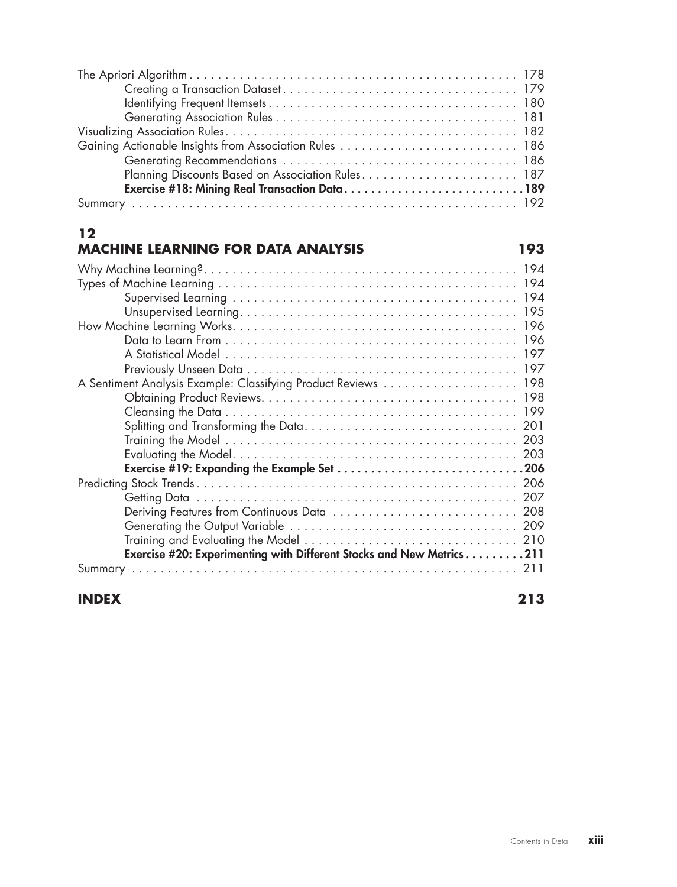The Apriori Algorithm . . . . . . . . . . . . . . . . . . . . . . . . . . . . . . . . . . . . . . . . . . . . . . . 178

- Creating a Transaction Dataset . . . . . . . . . . . . . . . . . . . . . . . . . . . . . . . . . 179
- Identifying Frequent Itemsets . . . . . . . . . . . . . . . . . . . . . . . . . . . . . . . . . . . 180
- Generating Association Rules . . . . . . . . . . . . . . . . . . . . . . . . . . . . . . . . . . 181

Visualizing Association Rules . . . . . . . . . . . . . . . . . . . . . . . . . . . . . . . . . . . . . . . . . . 182

Gaining Actionable Insights from Association Rules . . . . . . . . . . . . . . . . . . . . . . . . . 186

- Generating Recommendations . . . . . . . . . . . . . . . . . . . . . . . . . . . . . . . . . 186
- Planning Discounts Based on Association Rules . . . . . . . . . . . . . . . . . . . . . . 187
- **Exercise #18: Mining Real Transaction Data . . . . . . . . . . . . . . . . . . . . . . . . . . 189**

Summary . . . . . . . . . . . . . . . . . . . . . . . . . . . . . . . . . . . . . . . . . . . . . . . . . . . . . 192

## 12 MACHINE LEARNING FOR DATA ANALYSIS 193

Why Machine Learning? . . . . . . . . . . . . . . . . . . . . . . . . . . . . . . . . . . . . . . . . . . . . 194

Types of Machine Learning . . . . . . . . . . . . . . . . . . . . . . . . . . . . . . . . . . . . . . . . . . 194

- Supervised Learning . . . . . . . . . . . . . . . . . . . . . . . . . . . . . . . . . . . . . . . . 194
- Unsupervised Learning . . . . . . . . . . . . . . . . . . . . . . . . . . . . . . . . . . . . . . . 195

How Machine Learning Works . . . . . . . . . . . . . . . . . . . . . . . . . . . . . . . . . . . . . . . . 196

- Data to Learn From . . . . . . . . . . . . . . . . . . . . . . . . . . . . . . . . . . . . . . . . . 196
- A Statistical Model . . . . . . . . . . . . . . . . . . . . . . . . . . . . . . . . . . . . . . . . . 197
- Previously Unseen Data . . . . . . . . . . . . . . . . . . . . . . . . . . . . . . . . . . . . . . 197

A Sentiment Analysis Example: Classifying Product Reviews . . . . . . . . . . . . . . . . . . . 198

- Obtaining Product Reviews . . . . . . . . . . . . . . . . . . . . . . . . . . . . . . . . . . . . 198
- Cleansing the Data . . . . . . . . . . . . . . . . . . . . . . . . . . . . . . . . . . . . . . . . . 199
- Splitting and Transforming the Data . . . . . . . . . . . . . . . . . . . . . . . . . . . . . . 201
- Training the Model . . . . . . . . . . . . . . . . . . . . . . . . . . . . . . . . . . . . . . . . . 203
- Evaluating the Model . . . . . . . . . . . . . . . . . . . . . . . . . . . . . . . . . . . . . . . . 203
- **Exercise #19: Expanding the Example Set . . . . . . . . . . . . . . . . . . . . . . . . . . . 206**

Predicting Stock Trends . . . . . . . . . . . . . . . . . . . . . . . . . . . . . . . . . . . . . . . . . . . . 206

- Getting Data . . . . . . . . . . . . . . . . . . . . . . . . . . . . . . . . . . . . . . . . . . . . . 207
- Deriving Features from Continuous Data . . . . . . . . . . . . . . . . . . . . . . . . . . 208
- Generating the Output Variable . . . . . . . . . . . . . . . . . . . . . . . . . . . . . . . . 209
- Training and Evaluating the Model . . . . . . . . . . . . . . . . . . . . . . . . . . . . . . 210
- **Exercise #20: Experimenting with Different Stocks and New Metrics . . . . . . . . . 211**

Summary . . . . . . . . . . . . . . . . . . . . . . . . . . . . . . . . . . . . . . . . . . . . . . . . . . . . . 211

## INDEX 213